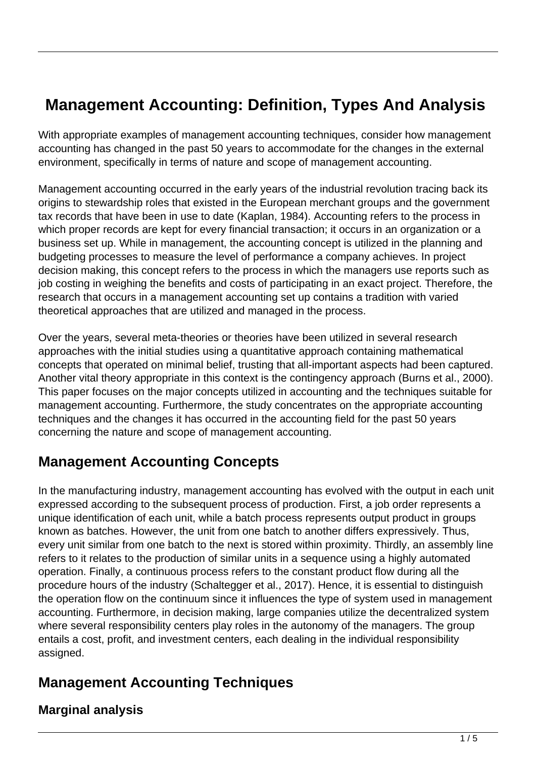# Management Accounting: Definition, Types And Analysis

With appropriate examples of management accounting techniques, consider how management accounting has changed in the past 50 years to accommodate for the changes in the external environment, specifically in terms of nature and scope of management accounting.

Management accounting occurred in the early years of the industrial revolution tracing back its origins to stewardship roles that existed in the European merchant groups and the government tax records that have been in use to date (Kaplan, 1984). Accounting refers to the process in which proper records are kept for every financial transaction; it occurs in an organization or a business set up. While in management, the accounting concept is utilized in the planning and budgeting processes to measure the level of performance a company achieves. In project decision making, this concept refers to the process in which the managers use reports such as job costing in weighing the benefits and costs of participating in an exact project. Therefore, the research that occurs in a management accounting set up contains a tradition with varied theoretical approaches that are utilized and managed in the process.

Over the years, several meta-theories or theories have been utilized in several research approaches with the initial studies using a quantitative approach containing mathematical concepts that operated on minimal belief, trusting that all-important aspects had been captured. Another vital theory appropriate in this context is the contingency approach (Burns et al., 2000). This paper focuses on the major concepts utilized in accounting and the techniques suitable for management accounting. Furthermore, the study concentrates on the appropriate accounting techniques and the changes it has occurred in the accounting field for the past 50 years concerning the nature and scope of management accounting.

## Management Accounting Concepts

In the manufacturing industry, management accounting has evolved with the output in each unit expressed according to the subsequent process of production. First, a job order represents a unique identification of each unit, while a batch process represents output product in groups known as batches. However, the unit from one batch to another differs expressively. Thus, every unit similar from one batch to the next is stored within proximity. Thirdly, an assembly line refers to it relates to the production of similar units in a sequence using a highly automated operation. Finally, a continuous process refers to the constant product flow during all the procedure hours of the industry (Schaltegger et al., 2017). Hence, it is essential to distinguish the operation flow on the continuum since it influences the type of system used in management accounting. Furthermore, in decision making, large companies utilize the decentralized system where several responsibility centers play roles in the autonomy of the managers. The group entails a cost, profit, and investment centers, each dealing in the individual responsibility assigned.

## Management Accounting Techniques

### Marginal analysis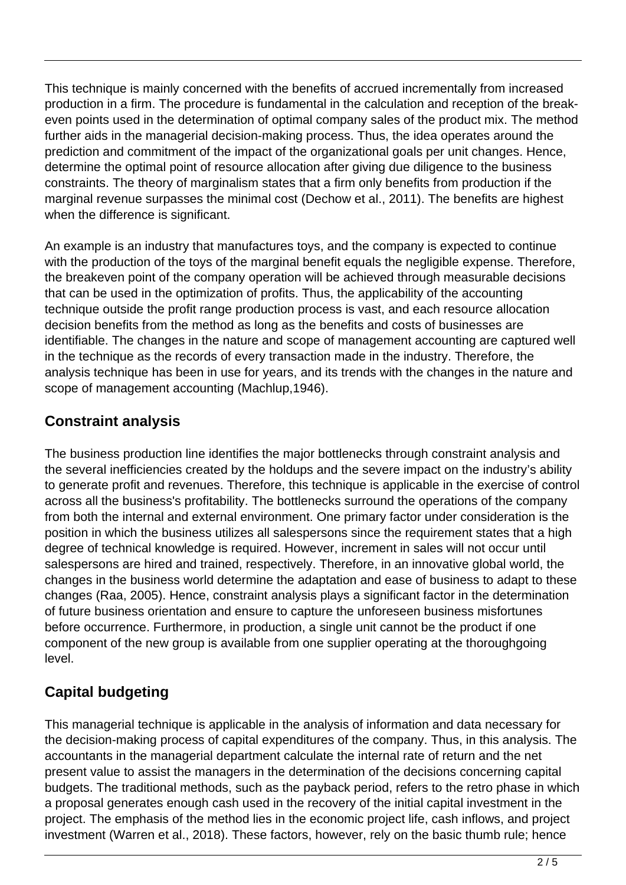This technique is mainly concerned with the benefits of accrued incrementally from increased production in a firm. The procedure is fundamental in the calculation and reception of the break-even points used in the determination of optimal company sales of the product mix. The method further aids in the managerial decision-making process. Thus, the idea operates around the prediction and commitment of the impact of the organizational goals per unit changes. Hence, determine the optimal point of resource allocation after giving due diligence to the business constraints. The theory of marginalism states that a firm only benefits from production if the marginal revenue surpasses the minimal cost (Dechow et al., 2011). The benefits are highest when the difference is significant.

An example is an industry that manufactures toys, and the company is expected to continue with the production of the toys of the marginal benefit equals the negligible expense. Therefore, the breakeven point of the company operation will be achieved through measurable decisions that can be used in the optimization of profits. Thus, the applicability of the accounting technique outside the profit range production process is vast, and each resource allocation decision benefits from the method as long as the benefits and costs of businesses are identifiable. The changes in the nature and scope of management accounting are captured well in the technique as the records of every transaction made in the industry. Therefore, the analysis technique has been in use for years, and its trends with the changes in the nature and scope of management accounting (Machlup,1946).

## Constraint analysis

The business production line identifies the major bottlenecks through constraint analysis and the several inefficiencies created by the holdups and the severe impact on the industry's ability to generate profit and revenues. Therefore, this technique is applicable in the exercise of control across all the business's profitability. The bottlenecks surround the operations of the company from both the internal and external environment. One primary factor under consideration is the position in which the business utilizes all salespersons since the requirement states that a high degree of technical knowledge is required. However, increment in sales will not occur until salespersons are hired and trained, respectively. Therefore, in an innovative global world, the changes in the business world determine the adaptation and ease of business to adapt to these changes (Raa, 2005). Hence, constraint analysis plays a significant factor in the determination of future business orientation and ensure to capture the unforeseen business misfortunes before occurrence. Furthermore, in production, a single unit cannot be the product if one component of the new group is available from one supplier operating at the thoroughgoing level.

## Capital budgeting

This managerial technique is applicable in the analysis of information and data necessary for the decision-making process of capital expenditures of the company. Thus, in this analysis. The accountants in the managerial department calculate the internal rate of return and the net present value to assist the managers in the determination of the decisions concerning capital budgets. The traditional methods, such as the payback period, refers to the retro phase in which a proposal generates enough cash used in the recovery of the initial capital investment in the project. The emphasis of the method lies in the economic project life, cash inflows, and project investment (Warren et al., 2018). These factors, however, rely on the basic thumb rule; hence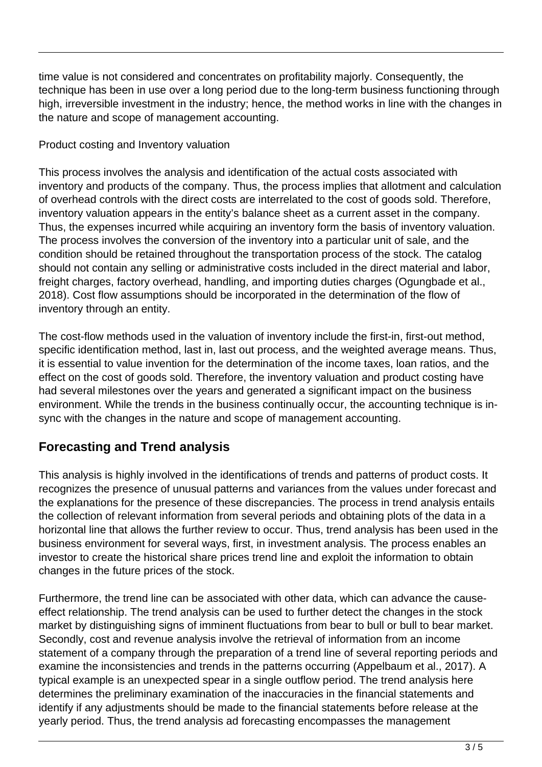time value is not considered and concentrates on profitability majorly. Consequently, the technique has been in use over a long period due to the long-term business functioning through high, irreversible investment in the industry; hence, the method works in line with the changes in the nature and scope of management accounting.

Product costing and Inventory valuation

This process involves the analysis and identification of the actual costs associated with inventory and products of the company. Thus, the process implies that allotment and calculation of overhead controls with the direct costs are interrelated to the cost of goods sold. Therefore, inventory valuation appears in the entity's balance sheet as a current asset in the company. Thus, the expenses incurred while acquiring an inventory form the basis of inventory valuation. The process involves the conversion of the inventory into a particular unit of sale, and the condition should be retained throughout the transportation process of the stock. The catalog should not contain any selling or administrative costs included in the direct material and labor, freight charges, factory overhead, handling, and importing duties charges (Ogungbade et al., 2018). Cost flow assumptions should be incorporated in the determination of the flow of inventory through an entity.

The cost-flow methods used in the valuation of inventory include the first-in, first-out method, specific identification method, last in, last out process, and the weighted average means. Thus, it is essential to value invention for the determination of the income taxes, loan ratios, and the effect on the cost of goods sold. Therefore, the inventory valuation and product costing have had several milestones over the years and generated a significant impact on the business environment. While the trends in the business continually occur, the accounting technique is in-sync with the changes in the nature and scope of management accounting.

## Forecasting and Trend analysis

This analysis is highly involved in the identifications of trends and patterns of product costs. It recognizes the presence of unusual patterns and variances from the values under forecast and the explanations for the presence of these discrepancies. The process in trend analysis entails the collection of relevant information from several periods and obtaining plots of the data in a horizontal line that allows the further review to occur. Thus, trend analysis has been used in the business environment for several ways, first, in investment analysis. The process enables an investor to create the historical share prices trend line and exploit the information to obtain changes in the future prices of the stock.

Furthermore, the trend line can be associated with other data, which can advance the cause-effect relationship. The trend analysis can be used to further detect the changes in the stock market by distinguishing signs of imminent fluctuations from bear to bull or bull to bear market. Secondly, cost and revenue analysis involve the retrieval of information from an income statement of a company through the preparation of a trend line of several reporting periods and examine the inconsistencies and trends in the patterns occurring (Appelbaum et al., 2017). A typical example is an unexpected spear in a single outflow period. The trend analysis here determines the preliminary examination of the inaccuracies in the financial statements and identify if any adjustments should be made to the financial statements before release at the yearly period. Thus, the trend analysis ad forecasting encompasses the management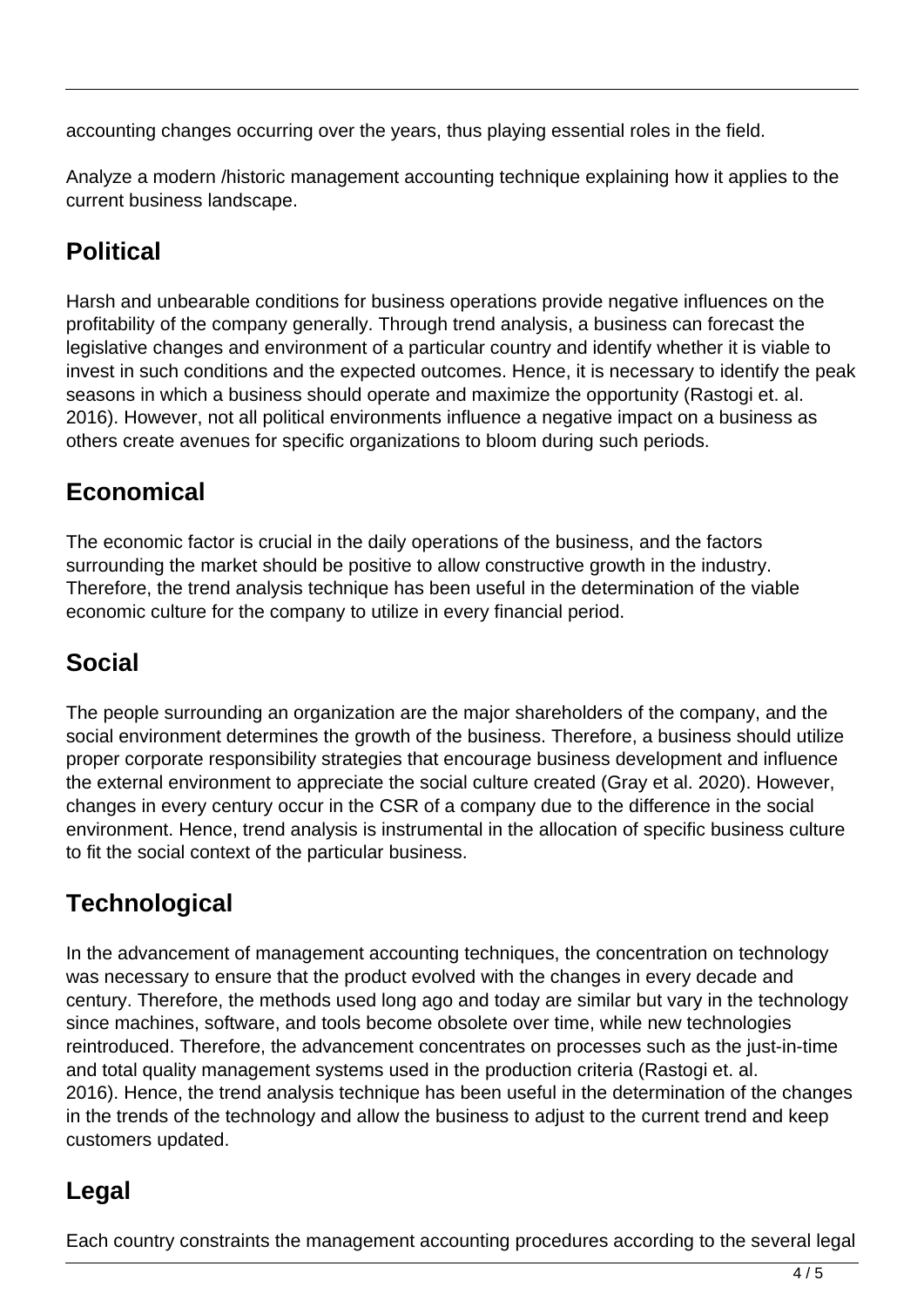accounting changes occurring over the years, thus playing essential roles in the field.

Analyze a modern /historic management accounting technique explaining how it applies to the current business landscape.

## Political

Harsh and unbearable conditions for business operations provide negative influences on the profitability of the company generally. Through trend analysis, a business can forecast the legislative changes and environment of a particular country and identify whether it is viable to invest in such conditions and the expected outcomes. Hence, it is necessary to identify the peak seasons in which a business should operate and maximize the opportunity (Rastogi et. al. 2016). However, not all political environments influence a negative impact on a business as others create avenues for specific organizations to bloom during such periods.

## Economical

The economic factor is crucial in the daily operations of the business, and the factors surrounding the market should be positive to allow constructive growth in the industry. Therefore, the trend analysis technique has been useful in the determination of the viable economic culture for the company to utilize in every financial period.

## Social

The people surrounding an organization are the major shareholders of the company, and the social environment determines the growth of the business. Therefore, a business should utilize proper corporate responsibility strategies that encourage business development and influence the external environment to appreciate the social culture created (Gray et al. 2020). However, changes in every century occur in the CSR of a company due to the difference in the social environment. Hence, trend analysis is instrumental in the allocation of specific business culture to fit the social context of the particular business.

## Technological

In the advancement of management accounting techniques, the concentration on technology was necessary to ensure that the product evolved with the changes in every decade and century. Therefore, the methods used long ago and today are similar but vary in the technology since machines, software, and tools become obsolete over time, while new technologies reintroduced. Therefore, the advancement concentrates on processes such as the just-in-time and total quality management systems used in the production criteria (Rastogi et. al. 2016). Hence, the trend analysis technique has been useful in the determination of the changes in the trends of the technology and allow the business to adjust to the current trend and keep customers updated.

## Legal

Each country constraints the management accounting procedures according to the several legal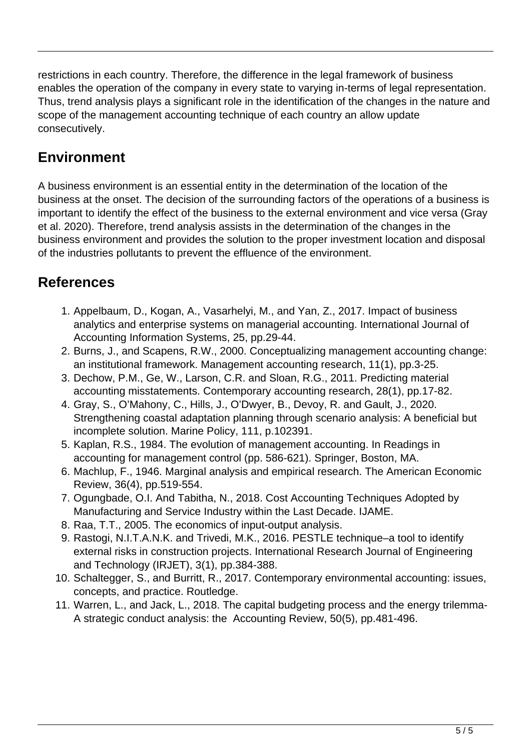restrictions in each country. Therefore, the difference in the legal framework of business enables the operation of the company in every state to varying in-terms of legal representation. Thus, trend analysis plays a significant role in the identification of the changes in the nature and scope of the management accounting technique of each country an allow update consecutively.

## Environment

A business environment is an essential entity in the determination of the location of the business at the onset. The decision of the surrounding factors of the operations of a business is important to identify the effect of the business to the external environment and vice versa (Gray et al. 2020). Therefore, trend analysis assists in the determination of the changes in the business environment and provides the solution to the proper investment location and disposal of the industries pollutants to prevent the effluence of the environment.

## References

1. Appelbaum, D., Kogan, A., Vasarhelyi, M., and Yan, Z., 2017. Impact of business analytics and enterprise systems on managerial accounting. International Journal of Accounting Information Systems, 25, pp.29-44.
2. Burns, J., and Scapens, R.W., 2000. Conceptualizing management accounting change: an institutional framework. Management accounting research, 11(1), pp.3-25.
3. Dechow, P.M., Ge, W., Larson, C.R. and Sloan, R.G., 2011. Predicting material accounting misstatements. Contemporary accounting research, 28(1), pp.17-82.
4. Gray, S., O'Mahony, C., Hills, J., O'Dwyer, B., Devoy, R. and Gault, J., 2020. Strengthening coastal adaptation planning through scenario analysis: A beneficial but incomplete solution. Marine Policy, 111, p.102391.
5. Kaplan, R.S., 1984. The evolution of management accounting. In Readings in accounting for management control (pp. 586-621). Springer, Boston, MA.
6. Machlup, F., 1946. Marginal analysis and empirical research. The American Economic Review, 36(4), pp.519-554.
7. Ogungbade, O.I. And Tabitha, N., 2018. Cost Accounting Techniques Adopted by Manufacturing and Service Industry within the Last Decade. IJAME.
8. Raa, T.T., 2005. The economics of input-output analysis.
9. Rastogi, N.I.T.A.N.K. and Trivedi, M.K., 2016. PESTLE technique–a tool to identify external risks in construction projects. International Research Journal of Engineering and Technology (IRJET), 3(1), pp.384-388.
10. Schaltegger, S., and Burritt, R., 2017. Contemporary environmental accounting: issues, concepts, and practice. Routledge.
11. Warren, L., and Jack, L., 2018. The capital budgeting process and the energy trilemma-A strategic conduct analysis: the Accounting Review, 50(5), pp.481-496.